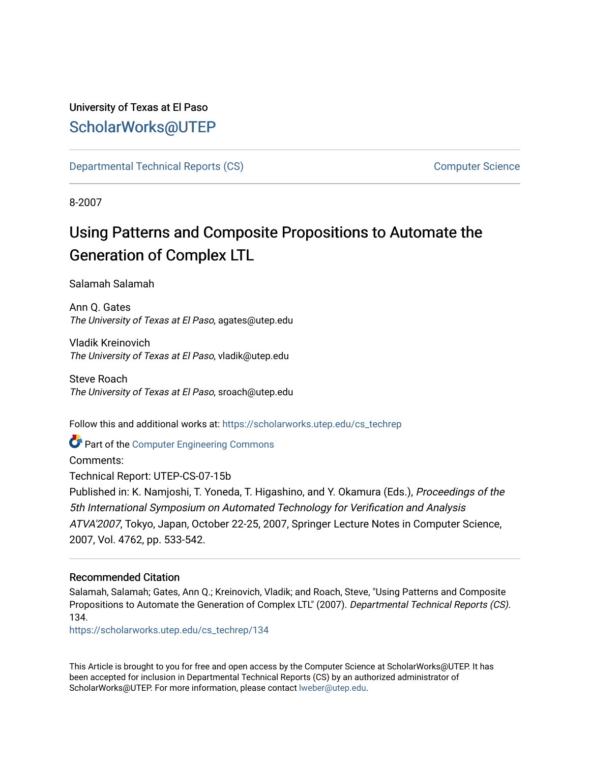University of Texas at El Paso

## ScholarWorks@UTEP

Departmental Technical Reports (CS) | Computer Science

8-2007

# Using Patterns and Composite Propositions to Automate the Generation of Complex LTL

Salamah Salamah

Ann Q. Gates
*The University of Texas at El Paso*, agates@utep.edu

Vladik Kreinovich
*The University of Texas at El Paso*, vladik@utep.edu

Steve Roach
*The University of Texas at El Paso*, sroach@utep.edu

Follow this and additional works at: https://scholarworks.utep.edu/cs_techrep

Part of the Computer Engineering Commons

Comments:

Technical Report: UTEP-CS-07-15b

Published in: K. Namjoshi, T. Yoneda, T. Higashino, and Y. Okamura (Eds.), *Proceedings of the 5th International Symposium on Automated Technology for Verification and Analysis ATVA'2007*, Tokyo, Japan, October 22-25, 2007, Springer Lecture Notes in Computer Science, 2007, Vol. 4762, pp. 533-542.

### Recommended Citation

Salamah, Salamah; Gates, Ann Q.; Kreinovich, Vladik; and Roach, Steve, "Using Patterns and Composite Propositions to Automate the Generation of Complex LTL" (2007). *Departmental Technical Reports (CS)*. 134.
https://scholarworks.utep.edu/cs_techrep/134

This Article is brought to you for free and open access by the Computer Science at ScholarWorks@UTEP. It has been accepted for inclusion in Departmental Technical Reports (CS) by an authorized administrator of ScholarWorks@UTEP. For more information, please contact lweber@utep.edu.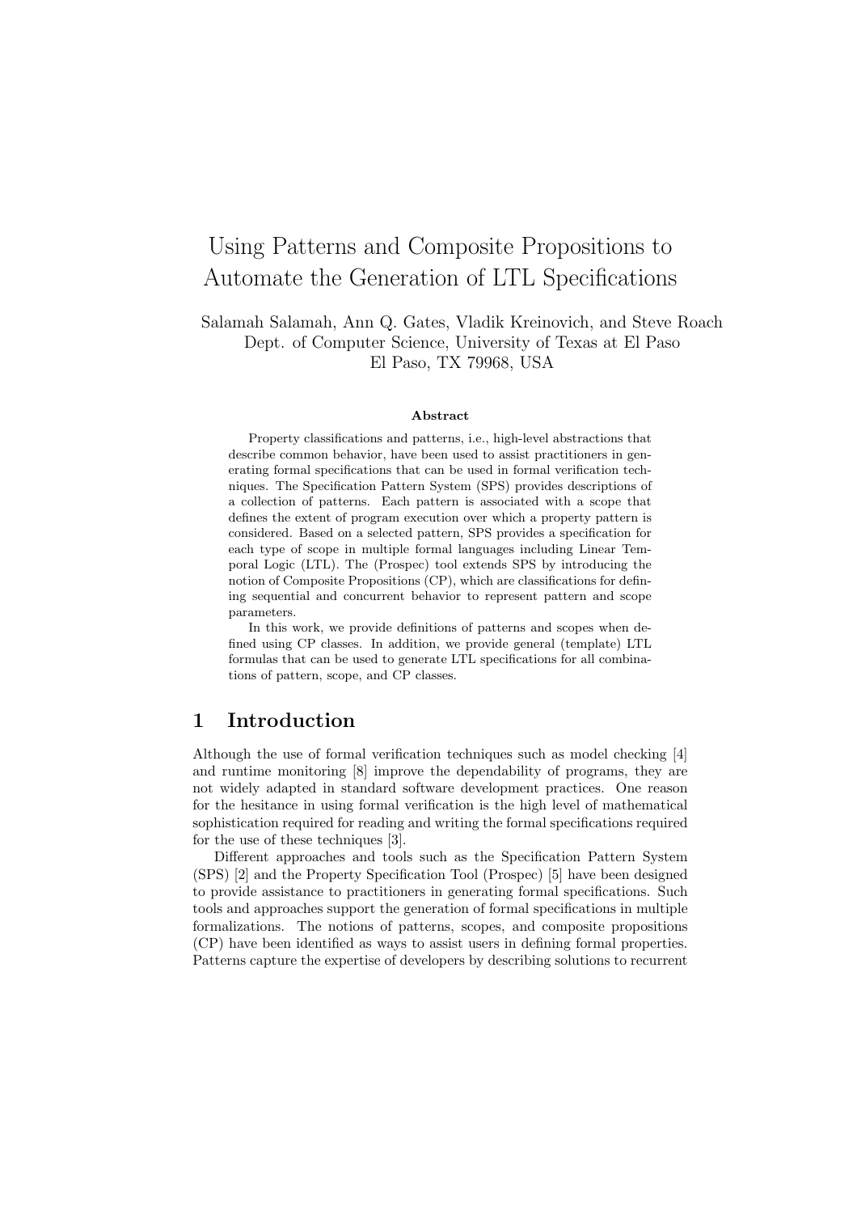# Using Patterns and Composite Propositions to Automate the Generation of LTL Specifications

Salamah Salamah, Ann Q. Gates, Vladik Kreinovich, and Steve Roach
Dept. of Computer Science, University of Texas at El Paso
El Paso, TX 79968, USA

**Abstract**

Property classifications and patterns, i.e., high-level abstractions that describe common behavior, have been used to assist practitioners in generating formal specifications that can be used in formal verification techniques. The Specification Pattern System (SPS) provides descriptions of a collection of patterns. Each pattern is associated with a scope that defines the extent of program execution over which a property pattern is considered. Based on a selected pattern, SPS provides a specification for each type of scope in multiple formal languages including Linear Temporal Logic (LTL). The (Prospec) tool extends SPS by introducing the notion of Composite Propositions (CP), which are classifications for defining sequential and concurrent behavior to represent pattern and scope parameters.

In this work, we provide definitions of patterns and scopes when defined using CP classes. In addition, we provide general (template) LTL formulas that can be used to generate LTL specifications for all combinations of pattern, scope, and CP classes.

## 1 Introduction

Although the use of formal verification techniques such as model checking [4] and runtime monitoring [8] improve the dependability of programs, they are not widely adapted in standard software development practices. One reason for the hesitance in using formal verification is the high level of mathematical sophistication required for reading and writing the formal specifications required for the use of these techniques [3].

Different approaches and tools such as the Specification Pattern System (SPS) [2] and the Property Specification Tool (Prospec) [5] have been designed to provide assistance to practitioners in generating formal specifications. Such tools and approaches support the generation of formal specifications in multiple formalizations. The notions of patterns, scopes, and composite propositions (CP) have been identified as ways to assist users in defining formal properties. Patterns capture the expertise of developers by describing solutions to recurrent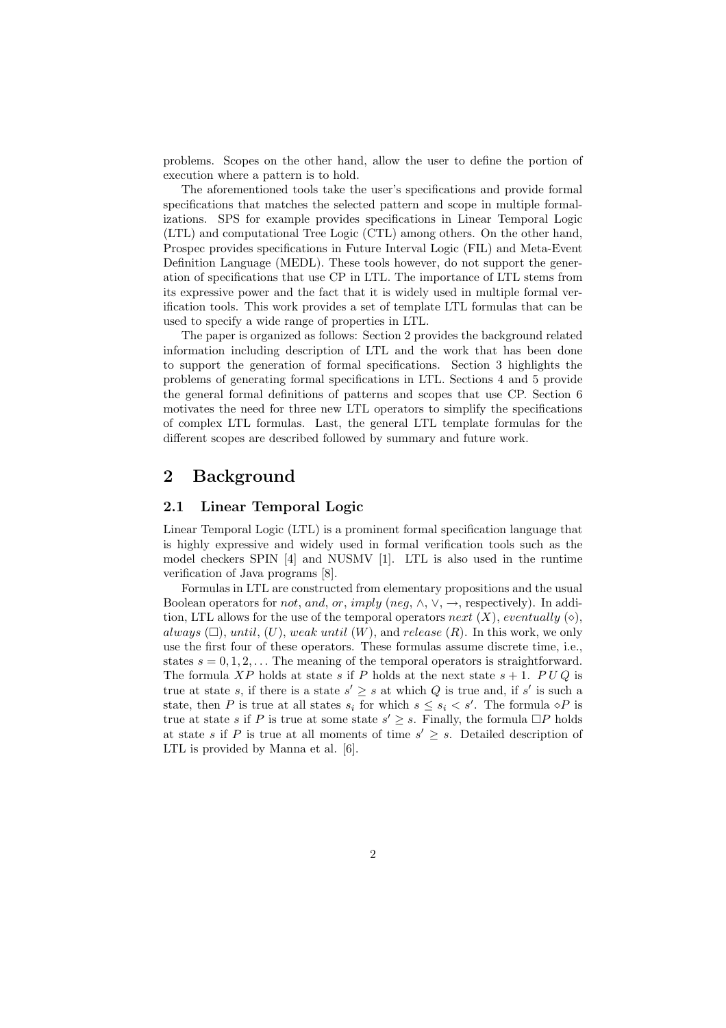problems. Scopes on the other hand, allow the user to define the portion of execution where a pattern is to hold.

The aforementioned tools take the user's specifications and provide formal specifications that matches the selected pattern and scope in multiple formalizations. SPS for example provides specifications in Linear Temporal Logic (LTL) and computational Tree Logic (CTL) among others. On the other hand, Prospec provides specifications in Future Interval Logic (FIL) and Meta-Event Definition Language (MEDL). These tools however, do not support the generation of specifications that use CP in LTL. The importance of LTL stems from its expressive power and the fact that it is widely used in multiple formal verification tools. This work provides a set of template LTL formulas that can be used to specify a wide range of properties in LTL.

The paper is organized as follows: Section 2 provides the background related information including description of LTL and the work that has been done to support the generation of formal specifications. Section 3 highlights the problems of generating formal specifications in LTL. Sections 4 and 5 provide the general formal definitions of patterns and scopes that use CP. Section 6 motivates the need for three new LTL operators to simplify the specifications of complex LTL formulas. Last, the general LTL template formulas for the different scopes are described followed by summary and future work.

## 2 Background

### 2.1 Linear Temporal Logic

Linear Temporal Logic (LTL) is a prominent formal specification language that is highly expressive and widely used in formal verification tools such as the model checkers SPIN [4] and NUSMV [1]. LTL is also used in the runtime verification of Java programs [8].

Formulas in LTL are constructed from elementary propositions and the usual Boolean operators for *not*, *and*, *or*, *imply* (*neg*, $\wedge$, $\vee$, $\rightarrow$, respectively). In addition, LTL allows for the use of the temporal operators *next* ($X$), *eventually* ($\diamond$), *always* ($\Box$), *until*, ($U$), *weak until* ($W$), and *release* ($R$). In this work, we only use the first four of these operators. These formulas assume discrete time, i.e., states $s = 0, 1, 2, \ldots$ The meaning of the temporal operators is straightforward. The formula $XP$ holds at state $s$ if $P$ holds at the next state $s + 1$. $P\,U\,Q$ is true at state $s$, if there is a state $s' \geq s$ at which $Q$ is true and, if $s'$ is such a state, then $P$ is true at all states $s_i$ for which $s \leq s_i < s'$. The formula $\diamond P$ is true at state $s$ if $P$ is true at some state $s' \geq s$. Finally, the formula $\Box P$ holds at state $s$ if $P$ is true at all moments of time $s' \geq s$. Detailed description of LTL is provided by Manna et al. [6].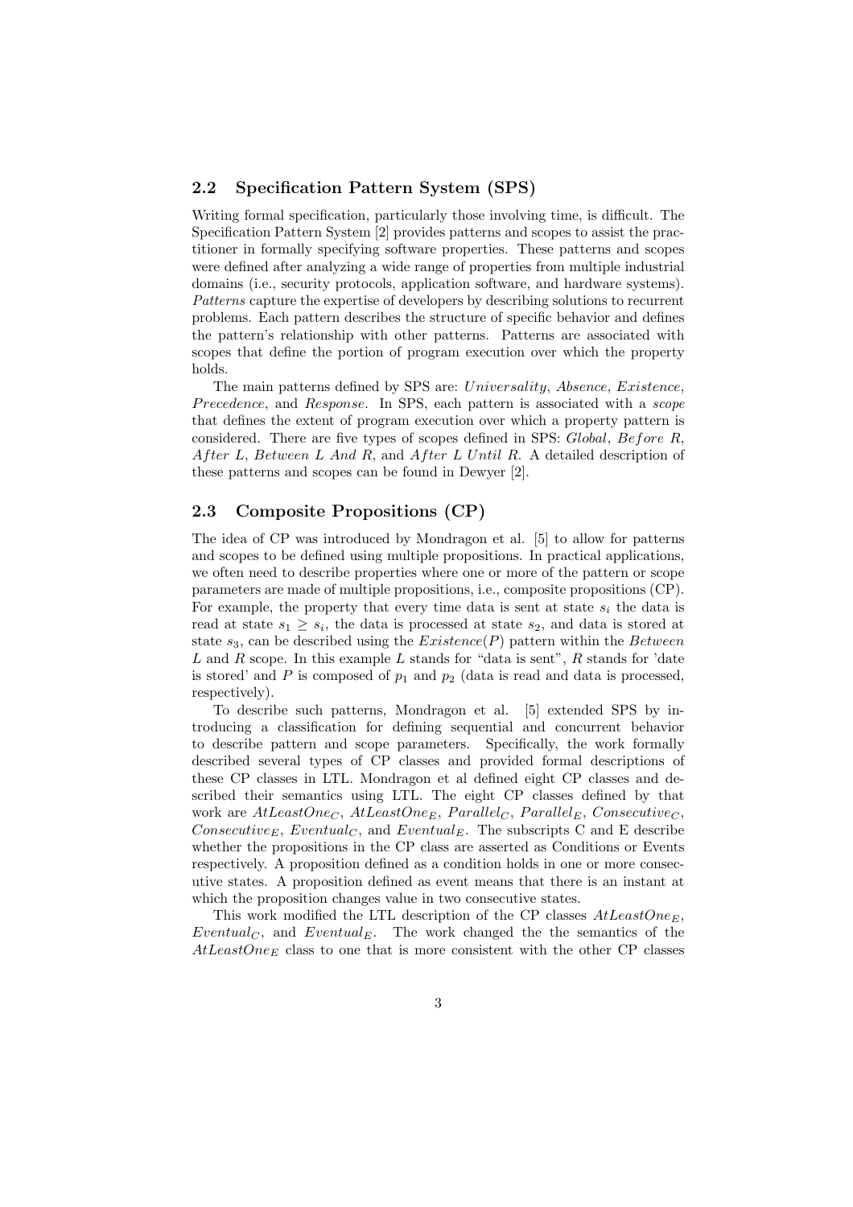## 2.2 Specification Pattern System (SPS)

Writing formal specification, particularly those involving time, is difficult. The Specification Pattern System [2] provides patterns and scopes to assist the practitioner in formally specifying software properties. These patterns and scopes were defined after analyzing a wide range of properties from multiple industrial domains (i.e., security protocols, application software, and hardware systems). *Patterns* capture the expertise of developers by describing solutions to recurrent problems. Each pattern describes the structure of specific behavior and defines the pattern's relationship with other patterns. Patterns are associated with scopes that define the portion of program execution over which the property holds.

The main patterns defined by SPS are: *Universality*, *Absence*, *Existence*, *Precedence*, and *Response*. In SPS, each pattern is associated with a *scope* that defines the extent of program execution over which a property pattern is considered. There are five types of scopes defined in SPS: *Global*, *Before R*, *After L*, *Between L And R*, and *After L Until R*. A detailed description of these patterns and scopes can be found in Dewyer [2].

## 2.3 Composite Propositions (CP)

The idea of CP was introduced by Mondragon et al. [5] to allow for patterns and scopes to be defined using multiple propositions. In practical applications, we often need to describe properties where one or more of the pattern or scope parameters are made of multiple propositions, i.e., composite propositions (CP). For example, the property that every time data is sent at state $s_i$ the data is read at state $s_1 \geq s_i$, the data is processed at state $s_2$, and data is stored at state $s_3$, can be described using the $Existence(P)$ pattern within the *Between* $L$ and $R$ scope. In this example $L$ stands for "data is sent", $R$ stands for 'date is stored' and $P$ is composed of $p_1$ and $p_2$ (data is read and data is processed, respectively).

To describe such patterns, Mondragon et al. [5] extended SPS by introducing a classification for defining sequential and concurrent behavior to describe pattern and scope parameters. Specifically, the work formally described several types of CP classes and provided formal descriptions of these CP classes in LTL. Mondragon et al defined eight CP classes and described their semantics using LTL. The eight CP classes defined by that work are $AtLeastOne_C$, $AtLeastOne_E$, $Parallel_C$, $Parallel_E$, $Consecutive_C$, $Consecutive_E$, $Eventual_C$, and $Eventual_E$. The subscripts C and E describe whether the propositions in the CP class are asserted as Conditions or Events respectively. A proposition defined as a condition holds in one or more consecutive states. A proposition defined as event means that there is an instant at which the proposition changes value in two consecutive states.

This work modified the LTL description of the CP classes $AtLeastOne_E$, $Eventual_C$, and $Eventual_E$. The work changed the the semantics of the $AtLeastOne_E$ class to one that is more consistent with the other CP classes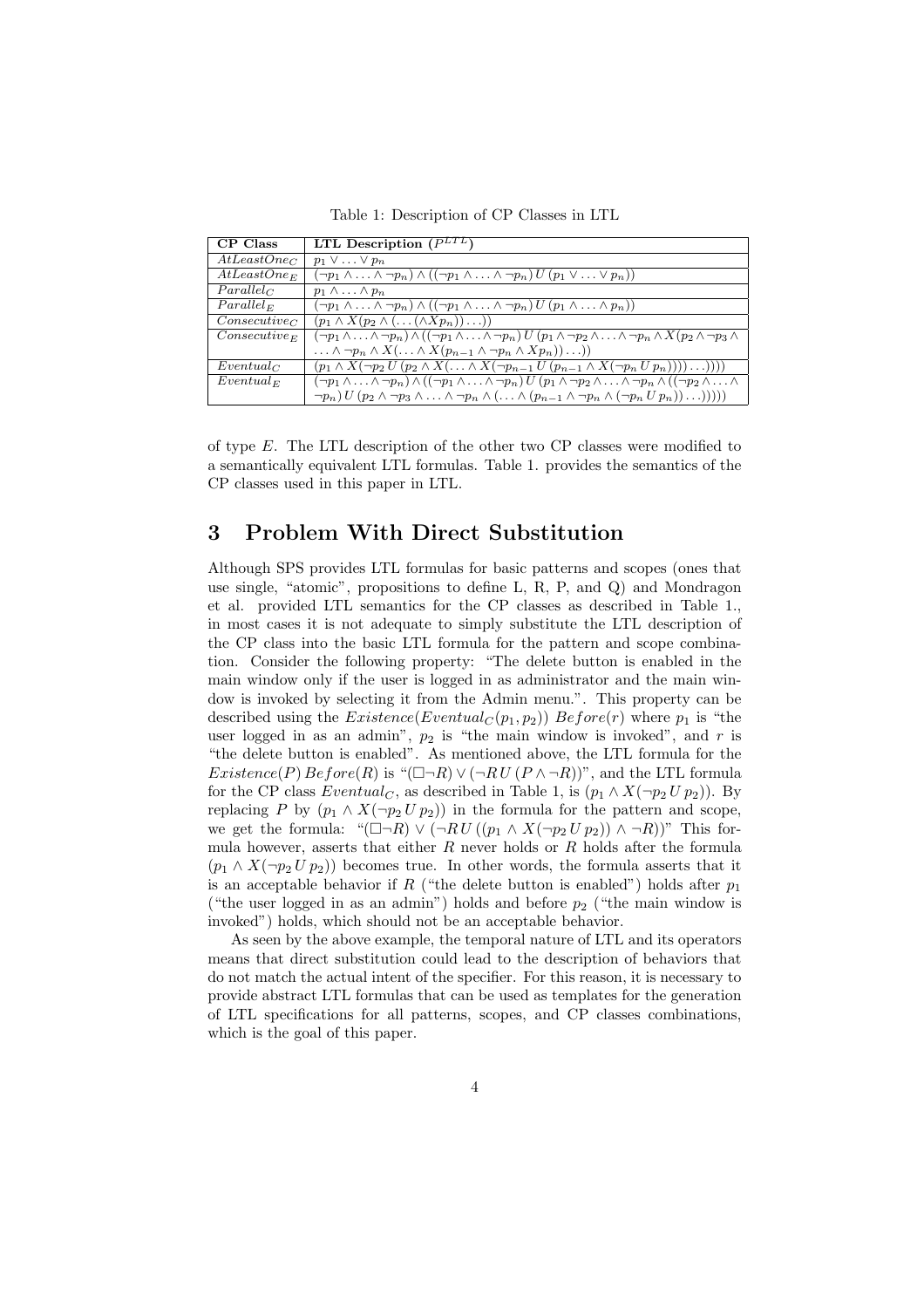Table 1: Description of CP Classes in LTL

| CP Class | LTL Description ($P^{LTL}$) |
|---|---|
| $AtLeastOne_C$ | $p_1 \vee \ldots \vee p_n$ |
| $AtLeastOne_E$ | $(\neg p_1 \wedge \ldots \wedge \neg p_n) \wedge ((\neg p_1 \wedge \ldots \wedge \neg p_n) \, U \, (p_1 \vee \ldots \vee p_n))$ |
| $Parallel_C$ | $p_1 \wedge \ldots \wedge p_n$ |
| $Parallel_E$ | $(\neg p_1 \wedge \ldots \wedge \neg p_n) \wedge ((\neg p_1 \wedge \ldots \wedge \neg p_n) \, U \, (p_1 \wedge \ldots \wedge p_n))$ |
| $Consecutive_C$ | $(p_1 \wedge X(p_2 \wedge (\ldots (\wedge X p_n)) \ldots))$ |
| $Consecutive_E$ | $(\neg p_1 \wedge \ldots \wedge \neg p_n) \wedge ((\neg p_1 \wedge \ldots \wedge \neg p_n) \, U \, (p_1 \wedge \neg p_2 \wedge \ldots \wedge \neg p_n \wedge X(p_2 \wedge \neg p_3 \wedge \ldots \wedge \neg p_n \wedge X(\ldots \wedge X(p_{n-1} \wedge \neg p_n \wedge X p_n)) \ldots))$ |
| $Eventual_C$ | $(p_1 \wedge X(\neg p_2 \, U \, (p_2 \wedge X(\ldots \wedge X(\neg p_{n-1} \, U \, (p_{n-1} \wedge X(\neg p_n \, U \, p_n)))) \ldots))))$ |
| $Eventual_E$ | $(\neg p_1 \wedge \ldots \wedge \neg p_n) \wedge ((\neg p_1 \wedge \ldots \wedge \neg p_n) \, U \, (p_1 \wedge \neg p_2 \wedge \ldots \wedge \neg p_n \wedge ((\neg p_2 \wedge \ldots \wedge \neg p_n) \, U \, (p_2 \wedge \neg p_3 \wedge \ldots \wedge \neg p_n \wedge (\ldots \wedge (p_{n-1} \wedge \neg p_n \wedge (\neg p_n \, U \, p_n)) \ldots)))))$ |

of type $E$. The LTL description of the other two CP classes were modified to a semantically equivalent LTL formulas. Table 1. provides the semantics of the CP classes used in this paper in LTL.

## 3 Problem With Direct Substitution

Although SPS provides LTL formulas for basic patterns and scopes (ones that use single, "atomic", propositions to define L, R, P, and Q) and Mondragon et al. provided LTL semantics for the CP classes as described in Table 1., in most cases it is not adequate to simply substitute the LTL description of the CP class into the basic LTL formula for the pattern and scope combination. Consider the following property: "The delete button is enabled in the main window only if the user is logged in as administrator and the main window is invoked by selecting it from the Admin menu.". This property can be described using the $Existence(Eventual_C(p_1, p_2))\ Before(r)$ where $p_1$ is "the user logged in as an admin", $p_2$ is "the main window is invoked", and $r$ is "the delete button is enabled". As mentioned above, the LTL formula for the $Existence(P)\ Before(R)$ is "$(\Box \neg R) \vee (\neg R \, U \, (P \wedge \neg R))$", and the LTL formula for the CP class $Eventual_C$, as described in Table 1, is $(p_1 \wedge X(\neg p_2 \, U \, p_2))$. By replacing $P$ by $(p_1 \wedge X(\neg p_2 \, U \, p_2))$ in the formula for the pattern and scope, we get the formula: "$(\Box \neg R) \vee (\neg R \, U \, ((p_1 \wedge X(\neg p_2 \, U \, p_2)) \wedge \neg R))$" This formula however, asserts that either $R$ never holds or $R$ holds after the formula $(p_1 \wedge X(\neg p_2 \, U \, p_2))$ becomes true. In other words, the formula asserts that it is an acceptable behavior if $R$ ("the delete button is enabled") holds after $p_1$ ("the user logged in as an admin") holds and before $p_2$ ("the main window is invoked") holds, which should not be an acceptable behavior.

As seen by the above example, the temporal nature of LTL and its operators means that direct substitution could lead to the description of behaviors that do not match the actual intent of the specifier. For this reason, it is necessary to provide abstract LTL formulas that can be used as templates for the generation of LTL specifications for all patterns, scopes, and CP classes combinations, which is the goal of this paper.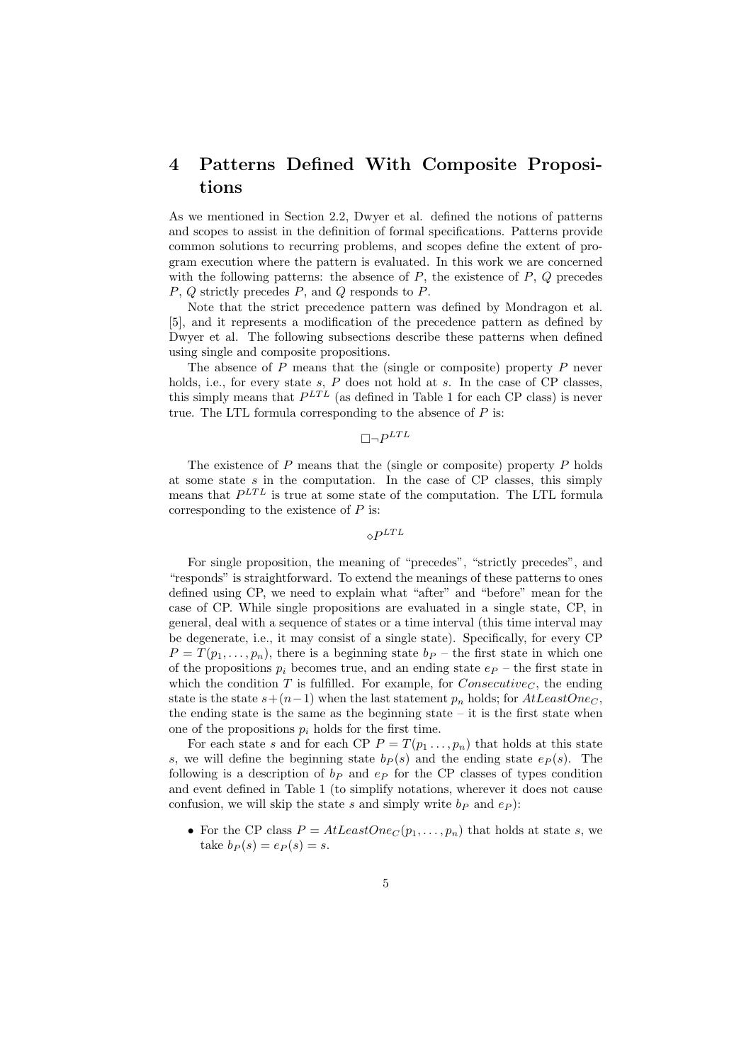## 4 Patterns Defined With Composite Propositions

As we mentioned in Section 2.2, Dwyer et al. defined the notions of patterns and scopes to assist in the definition of formal specifications. Patterns provide common solutions to recurring problems, and scopes define the extent of program execution where the pattern is evaluated. In this work we are concerned with the following patterns: the absence of $P$, the existence of $P$, $Q$ precedes $P$, $Q$ strictly precedes $P$, and $Q$ responds to $P$.

Note that the strict precedence pattern was defined by Mondragon et al. [5], and it represents a modification of the precedence pattern as defined by Dwyer et al. The following subsections describe these patterns when defined using single and composite propositions.

The absence of $P$ means that the (single or composite) property $P$ never holds, i.e., for every state $s$, $P$ does not hold at $s$. In the case of CP classes, this simply means that $P^{LTL}$ (as defined in Table 1 for each CP class) is never true. The LTL formula corresponding to the absence of $P$ is:

$$\Box \neg P^{LTL}$$

The existence of $P$ means that the (single or composite) property $P$ holds at some state $s$ in the computation. In the case of CP classes, this simply means that $P^{LTL}$ is true at some state of the computation. The LTL formula corresponding to the existence of $P$ is:

$$\diamond P^{LTL}$$

For single proposition, the meaning of "precedes", "strictly precedes", and "responds" is straightforward. To extend the meanings of these patterns to ones defined using CP, we need to explain what "after" and "before" mean for the case of CP. While single propositions are evaluated in a single state, CP, in general, deal with a sequence of states or a time interval (this time interval may be degenerate, i.e., it may consist of a single state). Specifically, for every CP $P = T(p_1, \ldots, p_n)$, there is a beginning state $b_P$ – the first state in which one of the propositions $p_i$ becomes true, and an ending state $e_P$ – the first state in which the condition $T$ is fulfilled. For example, for $Consecutive_C$, the ending state is the state $s+(n-1)$ when the last statement $p_n$ holds; for $AtLeastOne_C$, the ending state is the same as the beginning state – it is the first state when one of the propositions $p_i$ holds for the first time.

For each state $s$ and for each CP $P = T(p_1 \ldots, p_n)$ that holds at this state $s$, we will define the beginning state $b_P(s)$ and the ending state $e_P(s)$. The following is a description of $b_P$ and $e_P$ for the CP classes of types condition and event defined in Table 1 (to simplify notations, wherever it does not cause confusion, we will skip the state $s$ and simply write $b_P$ and $e_P$):

- For the CP class $P = AtLeastOne_C(p_1, \ldots, p_n)$ that holds at state $s$, we take $b_P(s) = e_P(s) = s$.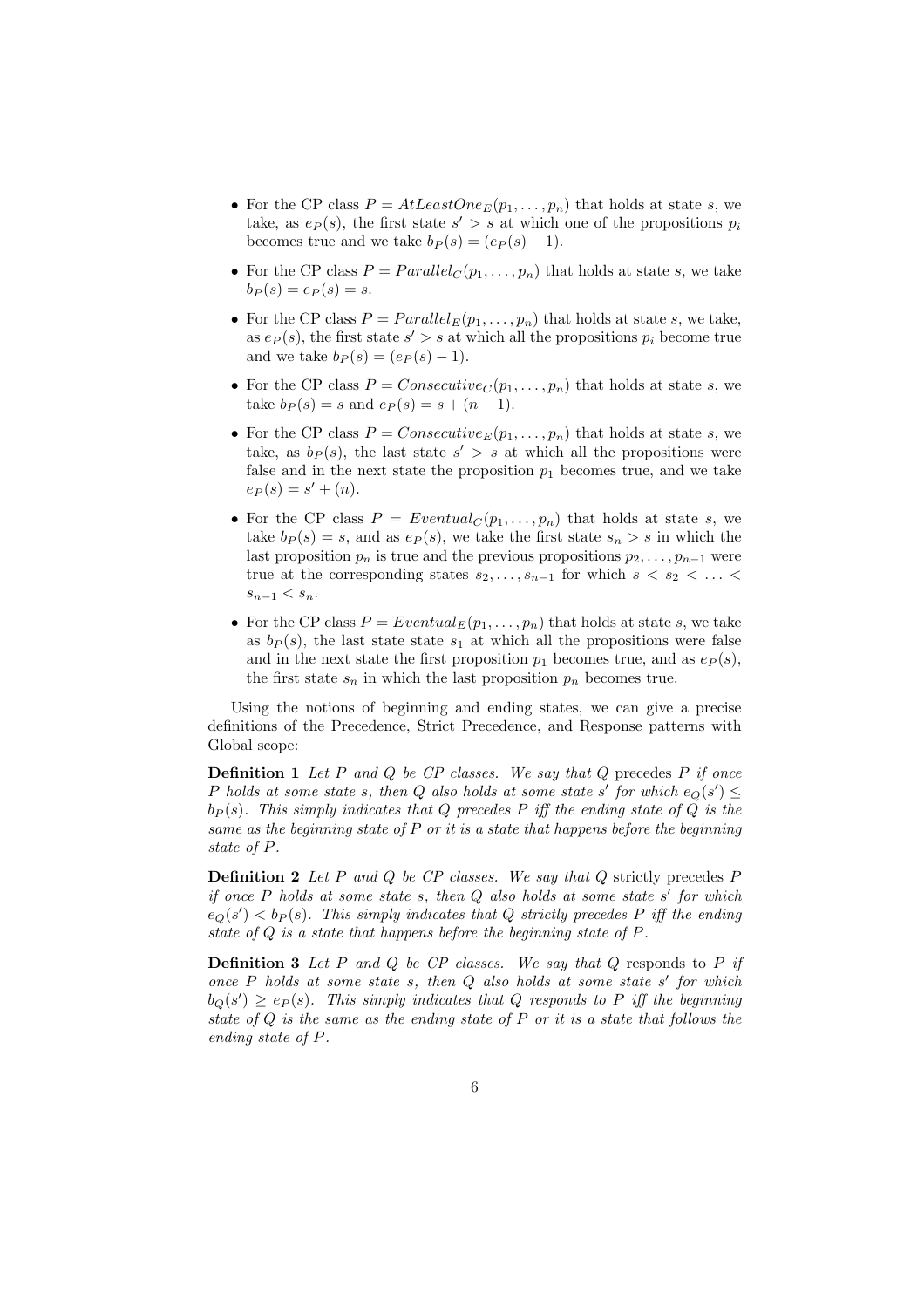- For the CP class $P = AtLeastOne_E(p_1, \ldots, p_n)$ that holds at state $s$, we take, as $e_P(s)$, the first state $s' > s$ at which one of the propositions $p_i$ becomes true and we take $b_P(s) = (e_P(s) - 1)$.
- For the CP class $P = Parallel_C(p_1, \ldots, p_n)$ that holds at state $s$, we take $b_P(s) = e_P(s) = s$.
- For the CP class $P = Parallel_E(p_1, \ldots, p_n)$ that holds at state $s$, we take, as $e_P(s)$, the first state $s' > s$ at which all the propositions $p_i$ become true and we take $b_P(s) = (e_P(s) - 1)$.
- For the CP class $P = Consecutive_C(p_1, \ldots, p_n)$ that holds at state $s$, we take $b_P(s) = s$ and $e_P(s) = s + (n - 1)$.
- For the CP class $P = Consecutive_E(p_1, \ldots, p_n)$ that holds at state $s$, we take, as $b_P(s)$, the last state $s' > s$ at which all the propositions were false and in the next state the proposition $p_1$ becomes true, and we take $e_P(s) = s' + (n)$.
- For the CP class $P = Eventual_C(p_1, \ldots, p_n)$ that holds at state $s$, we take $b_P(s) = s$, and as $e_P(s)$, we take the first state $s_n > s$ in which the last proposition $p_n$ is true and the previous propositions $p_2, \ldots, p_{n-1}$ were true at the corresponding states $s_2, \ldots, s_{n-1}$ for which $s < s_2 < \ldots < s_{n-1} < s_n$.
- For the CP class $P = Eventual_E(p_1, \ldots, p_n)$ that holds at state $s$, we take as $b_P(s)$, the last state state $s_1$ at which all the propositions were false and in the next state the first proposition $p_1$ becomes true, and as $e_P(s)$, the first state $s_n$ in which the last proposition $p_n$ becomes true.

Using the notions of beginning and ending states, we can give a precise definitions of the Precedence, Strict Precedence, and Response patterns with Global scope:

**Definition 1** *Let $P$ and $Q$ be CP classes. We say that $Q$* precedes *$P$ if once $P$ holds at some state $s$, then $Q$ also holds at some state $s'$ for which $e_Q(s') \leq b_P(s)$. This simply indicates that $Q$ precedes $P$ iff the ending state of $Q$ is the same as the beginning state of $P$ or it is a state that happens before the beginning state of $P$.*

**Definition 2** *Let $P$ and $Q$ be CP classes. We say that $Q$* strictly precedes *$P$ if once $P$ holds at some state $s$, then $Q$ also holds at some state $s'$ for which $e_Q(s') < b_P(s)$. This simply indicates that $Q$ strictly precedes $P$ iff the ending state of $Q$ is a state that happens before the beginning state of $P$.*

**Definition 3** *Let $P$ and $Q$ be CP classes. We say that $Q$* responds to *$P$ if once $P$ holds at some state $s$, then $Q$ also holds at some state $s'$ for which $b_Q(s') \geq e_P(s)$. This simply indicates that $Q$ responds to $P$ iff the beginning state of $Q$ is the same as the ending state of $P$ or it is a state that follows the ending state of $P$.*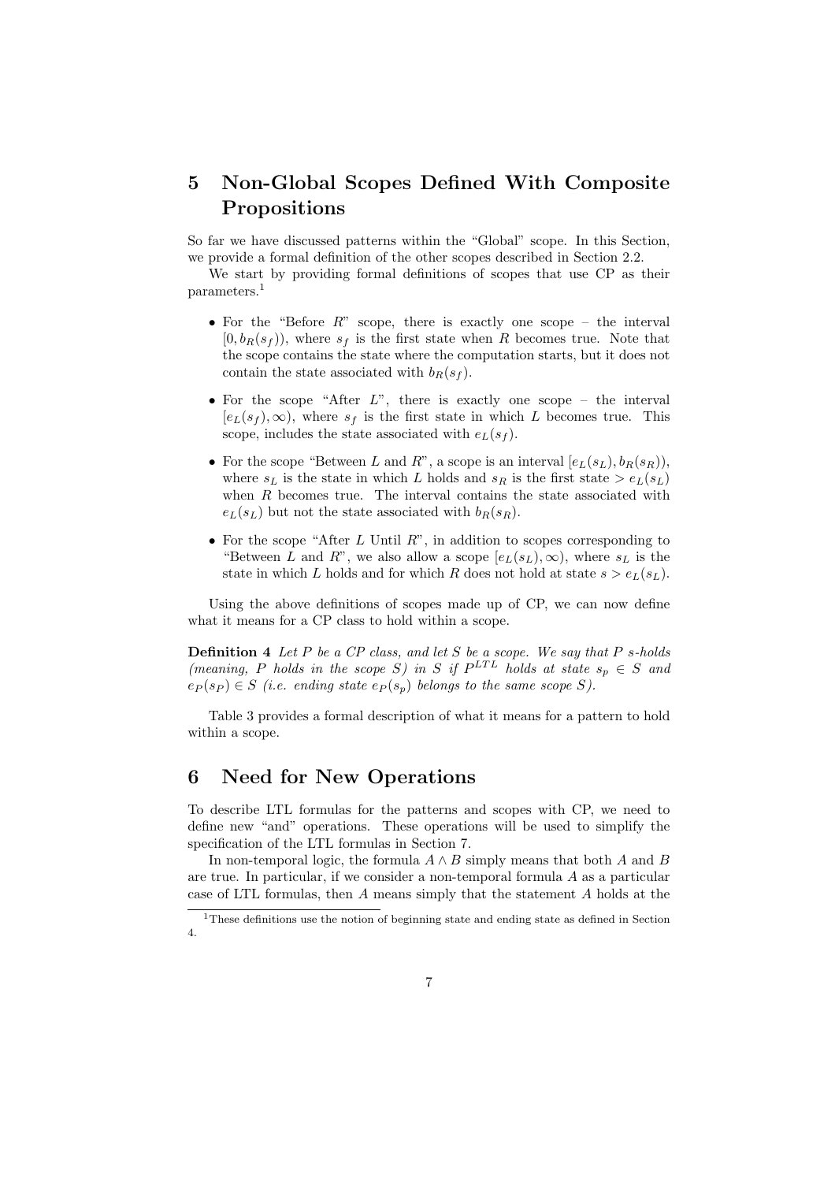# 5 Non-Global Scopes Defined With Composite Propositions

So far we have discussed patterns within the "Global" scope. In this Section, we provide a formal definition of the other scopes described in Section 2.2.

We start by providing formal definitions of scopes that use CP as their parameters.[1]

- For the "Before $R$" scope, there is exactly one scope – the interval $[0, b_R(s_f))$, where $s_f$ is the first state when $R$ becomes true. Note that the scope contains the state where the computation starts, but it does not contain the state associated with $b_R(s_f)$.
- For the scope "After $L$", there is exactly one scope – the interval $[e_L(s_f), \infty)$, where $s_f$ is the first state in which $L$ becomes true. This scope, includes the state associated with $e_L(s_f)$.
- For the scope "Between $L$ and $R$", a scope is an interval $[e_L(s_L), b_R(s_R))$, where $s_L$ is the state in which $L$ holds and $s_R$ is the first state $> e_L(s_L)$ when $R$ becomes true. The interval contains the state associated with $e_L(s_L)$ but not the state associated with $b_R(s_R)$.
- For the scope "After $L$ Until $R$", in addition to scopes corresponding to "Between $L$ and $R$", we also allow a scope $[e_L(s_L), \infty)$, where $s_L$ is the state in which $L$ holds and for which $R$ does not hold at state $s > e_L(s_L)$.

Using the above definitions of scopes made up of CP, we can now define what it means for a CP class to hold within a scope.

**Definition 4** *Let $P$ be a CP class, and let $S$ be a scope. We say that $P$ s-holds (meaning, $P$ holds in the scope $S$) in $S$ if $P^{LTL}$ holds at state $s_p \in S$ and $e_P(s_P) \in S$ (i.e. ending state $e_P(s_p)$ belongs to the same scope $S$).*

Table 3 provides a formal description of what it means for a pattern to hold within a scope.

# 6 Need for New Operations

To describe LTL formulas for the patterns and scopes with CP, we need to define new "and" operations. These operations will be used to simplify the specification of the LTL formulas in Section 7.

In non-temporal logic, the formula $A \wedge B$ simply means that both $A$ and $B$ are true. In particular, if we consider a non-temporal formula $A$ as a particular case of LTL formulas, then $A$ means simply that the statement $A$ holds at the

[1] These definitions use the notion of beginning state and ending state as defined in Section 4.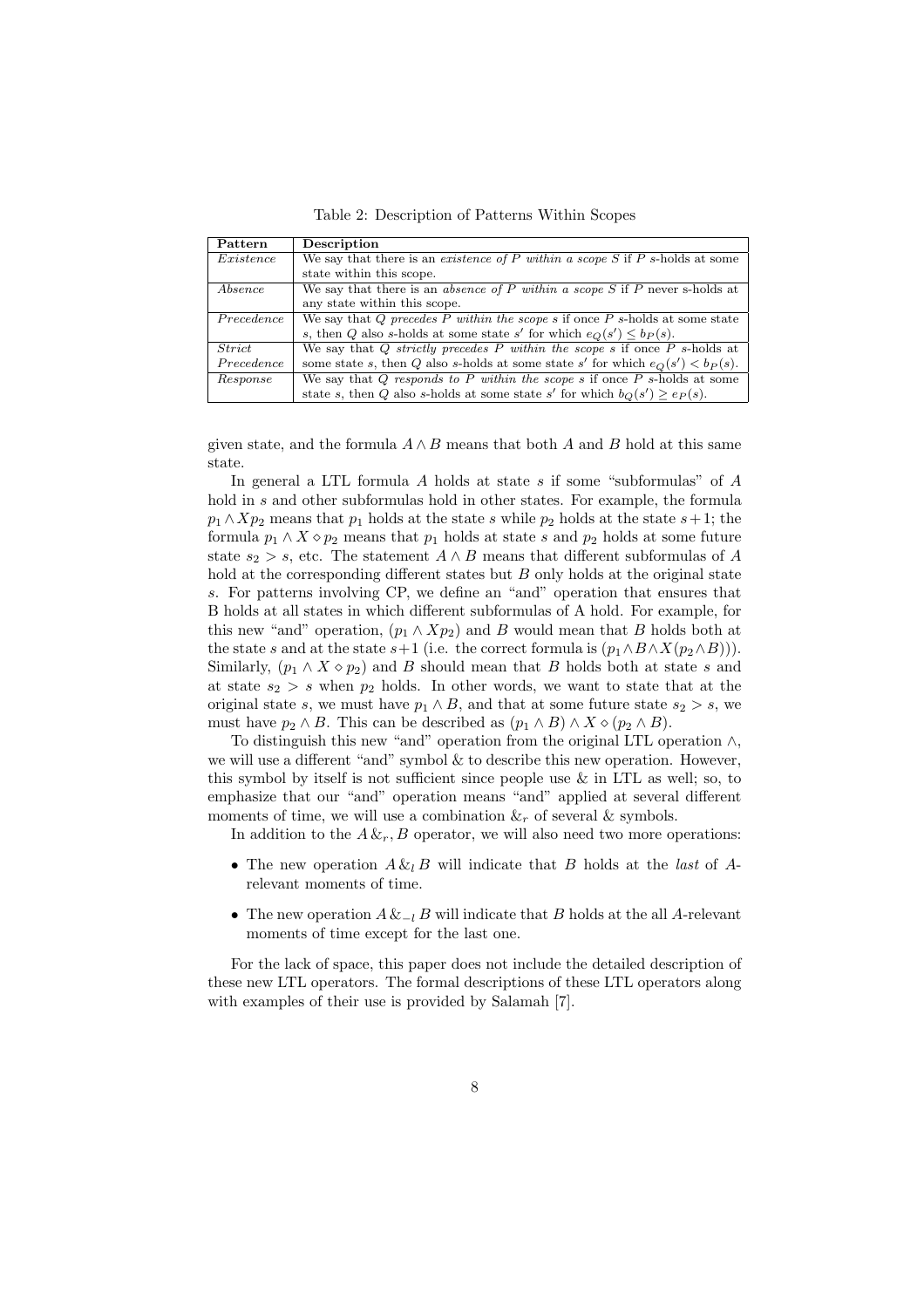Table 2: Description of Patterns Within Scopes

| Pattern | Description |
|---|---|
| *Existence* | We say that there is an *existence of P within a scope S* if $P$ s-holds at some state within this scope. |
| *Absence* | We say that there is an *absence of P within a scope S* if $P$ never s-holds at any state within this scope. |
| *Precedence* | We say that *Q precedes P within the scope s* if once $P$ s-holds at some state $s$, then $Q$ also s-holds at some state $s'$ for which $e_Q(s') \le b_P(s)$. |
| *Strict Precedence* | We say that *Q strictly precedes P within the scope s* if once $P$ s-holds at some state $s$, then $Q$ also s-holds at some state $s'$ for which $e_Q(s') < b_P(s)$. |
| *Response* | We say that *Q responds to P within the scope s* if once $P$ s-holds at some state $s$, then $Q$ also s-holds at some state $s'$ for which $b_Q(s') \ge e_P(s)$. |

given state, and the formula $A \wedge B$ means that both $A$ and $B$ hold at this same state.

In general a LTL formula $A$ holds at state $s$ if some "subformulas" of $A$ hold in $s$ and other subformulas hold in other states. For example, the formula $p_1 \wedge X p_2$ means that $p_1$ holds at the state $s$ while $p_2$ holds at the state $s+1$; the formula $p_1 \wedge X \diamond p_2$ means that $p_1$ holds at state $s$ and $p_2$ holds at some future state $s_2 > s$, etc. The statement $A \wedge B$ means that different subformulas of $A$ hold at the corresponding different states but $B$ only holds at the original state $s$. For patterns involving CP, we define an "and" operation that ensures that B holds at all states in which different subformulas of A hold. For example, for this new "and" operation, $(p_1 \wedge X p_2)$ and $B$ would mean that $B$ holds both at the state $s$ and at the state $s+1$ (i.e. the correct formula is $(p_1 \wedge B \wedge X(p_2 \wedge B))$). Similarly, $(p_1 \wedge X \diamond p_2)$ and $B$ should mean that $B$ holds both at state $s$ and at state $s_2 > s$ when $p_2$ holds. In other words, we want to state that at the original state $s$, we must have $p_1 \wedge B$, and that at some future state $s_2 > s$, we must have $p_2 \wedge B$. This can be described as $(p_1 \wedge B) \wedge X \diamond (p_2 \wedge B)$.

To distinguish this new "and" operation from the original LTL operation $\wedge$, we will use a different "and" symbol & to describe this new operation. However, this symbol by itself is not sufficient since people use & in LTL as well; so, to emphasize that our "and" operation means "and" applied at several different moments of time, we will use a combination $\&_r$ of several & symbols.

In addition to the $A \&_r, B$ operator, we will also need two more operations:

- The new operation $A \&_l B$ will indicate that $B$ holds at the *last* of $A$-relevant moments of time.
- The new operation $A \&_{-l} B$ will indicate that $B$ holds at the all $A$-relevant moments of time except for the last one.

For the lack of space, this paper does not include the detailed description of these new LTL operators. The formal descriptions of these LTL operators along with examples of their use is provided by Salamah [7].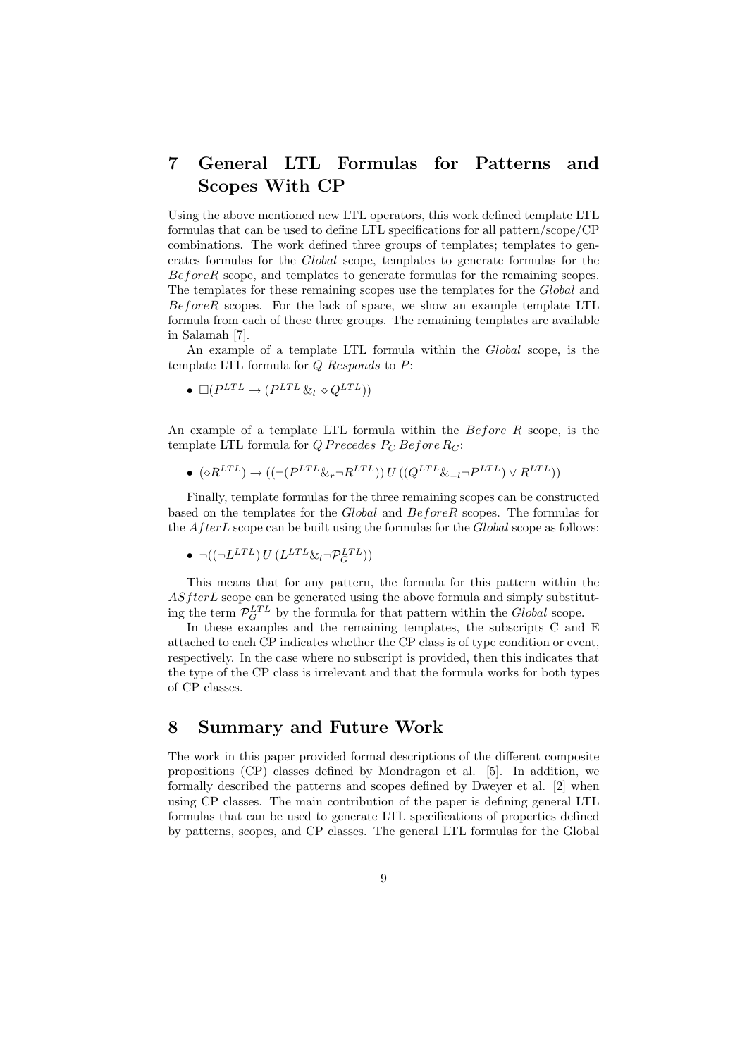# 7 General LTL Formulas for Patterns and Scopes With CP

Using the above mentioned new LTL operators, this work defined template LTL formulas that can be used to define LTL specifications for all pattern/scope/CP combinations. The work defined three groups of templates; templates to generates formulas for the *Global* scope, templates to generate formulas for the $BeforeR$ scope, and templates to generate formulas for the remaining scopes. The templates for these remaining scopes use the templates for the *Global* and $BeforeR$ scopes. For the lack of space, we show an example template LTL formula from each of these three groups. The remaining templates are available in Salamah [7].

An example of a template LTL formula within the *Global* scope, is the template LTL formula for $Q$ *Responds* to $P$:

- $\Box(P^{LTL} \rightarrow (P^{LTL} \,\&_l\, \Diamond Q^{LTL}))$

An example of a template LTL formula within the $Before\ R$ scope, is the template LTL formula for $Q\, Precedes\ P_C\, Before\, R_C$:

- $(\Diamond R^{LTL}) \rightarrow ((\neg(P^{LTL} \&_r \neg R^{LTL}))\, U\, ((Q^{LTL} \&_{-l} \neg P^{LTL}) \vee R^{LTL}))$

Finally, template formulas for the three remaining scopes can be constructed based on the templates for the *Global* and $BeforeR$ scopes. The formulas for the $AfterL$ scope can be built using the formulas for the *Global* scope as follows:

- $\neg((\neg L^{LTL})\, U\, (L^{LTL} \&_l \neg \mathcal{P}_G^{LTL}))$

This means that for any pattern, the formula for this pattern within the $ASfterL$ scope can be generated using the above formula and simply substituting the term $\mathcal{P}_G^{LTL}$ by the formula for that pattern within the *Global* scope.

In these examples and the remaining templates, the subscripts C and E attached to each CP indicates whether the CP class is of type condition or event, respectively. In the case where no subscript is provided, then this indicates that the type of the CP class is irrelevant and that the formula works for both types of CP classes.

# 8 Summary and Future Work

The work in this paper provided formal descriptions of the different composite propositions (CP) classes defined by Mondragon et al. [5]. In addition, we formally described the patterns and scopes defined by Dweyer et al. [2] when using CP classes. The main contribution of the paper is defining general LTL formulas that can be used to generate LTL specifications of properties defined by patterns, scopes, and CP classes. The general LTL formulas for the Global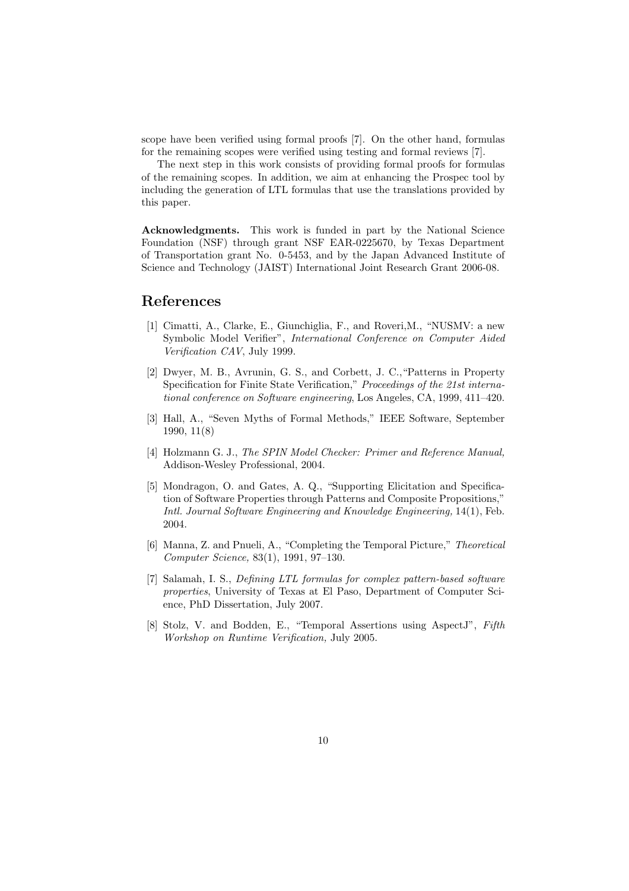scope have been verified using formal proofs [7]. On the other hand, formulas for the remaining scopes were verified using testing and formal reviews [7].

The next step in this work consists of providing formal proofs for formulas of the remaining scopes. In addition, we aim at enhancing the Prospec tool by including the generation of LTL formulas that use the translations provided by this paper.

**Acknowledgments.** This work is funded in part by the National Science Foundation (NSF) through grant NSF EAR-0225670, by Texas Department of Transportation grant No. 0-5453, and by the Japan Advanced Institute of Science and Technology (JAIST) International Joint Research Grant 2006-08.

# References

[1] Cimatti, A., Clarke, E., Giunchiglia, F., and Roveri,M., "NUSMV: a new Symbolic Model Verifier", *International Conference on Computer Aided Verification CAV*, July 1999.

[2] Dwyer, M. B., Avrunin, G. S., and Corbett, J. C.,"Patterns in Property Specification for Finite State Verification," *Proceedings of the 21st international conference on Software engineering*, Los Angeles, CA, 1999, 411–420.

[3] Hall, A., "Seven Myths of Formal Methods," IEEE Software, September 1990, 11(8)

[4] Holzmann G. J., *The SPIN Model Checker: Primer and Reference Manual*, Addison-Wesley Professional, 2004.

[5] Mondragon, O. and Gates, A. Q., "Supporting Elicitation and Specification of Software Properties through Patterns and Composite Propositions," *Intl. Journal Software Engineering and Knowledge Engineering,* 14(1), Feb. 2004.

[6] Manna, Z. and Pnueli, A., "Completing the Temporal Picture," *Theoretical Computer Science,* 83(1), 1991, 97–130.

[7] Salamah, I. S., *Defining LTL formulas for complex pattern-based software properties*, University of Texas at El Paso, Department of Computer Science, PhD Dissertation, July 2007.

[8] Stolz, V. and Bodden, E., "Temporal Assertions using AspectJ", *Fifth Workshop on Runtime Verification,* July 2005.